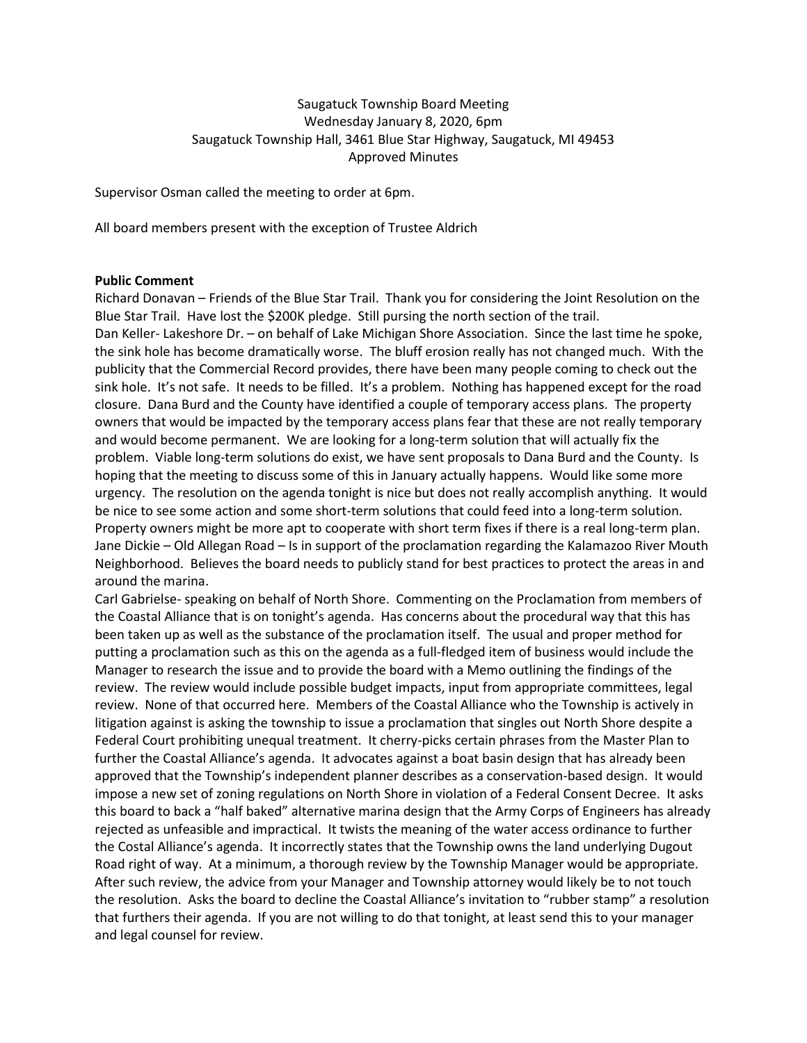Saugatuck Township Board Meeting
Wednesday January 8, 2020, 6pm
Saugatuck Township Hall, 3461 Blue Star Highway, Saugatuck, MI 49453
Approved Minutes

Supervisor Osman called the meeting to order at 6pm.

All board members present with the exception of Trustee Aldrich

**Public Comment**

Richard Donavan – Friends of the Blue Star Trail. Thank you for considering the Joint Resolution on the Blue Star Trail. Have lost the $200K pledge. Still pursing the north section of the trail.

Dan Keller- Lakeshore Dr. – on behalf of Lake Michigan Shore Association. Since the last time he spoke, the sink hole has become dramatically worse. The bluff erosion really has not changed much. With the publicity that the Commercial Record provides, there have been many people coming to check out the sink hole. It's not safe. It needs to be filled. It's a problem. Nothing has happened except for the road closure. Dana Burd and the County have identified a couple of temporary access plans. The property owners that would be impacted by the temporary access plans fear that these are not really temporary and would become permanent. We are looking for a long-term solution that will actually fix the problem. Viable long-term solutions do exist, we have sent proposals to Dana Burd and the County. Is hoping that the meeting to discuss some of this in January actually happens. Would like some more urgency. The resolution on the agenda tonight is nice but does not really accomplish anything. It would be nice to see some action and some short-term solutions that could feed into a long-term solution. Property owners might be more apt to cooperate with short term fixes if there is a real long-term plan.

Jane Dickie – Old Allegan Road – Is in support of the proclamation regarding the Kalamazoo River Mouth Neighborhood. Believes the board needs to publicly stand for best practices to protect the areas in and around the marina.

Carl Gabrielse- speaking on behalf of North Shore. Commenting on the Proclamation from members of the Coastal Alliance that is on tonight's agenda. Has concerns about the procedural way that this has been taken up as well as the substance of the proclamation itself. The usual and proper method for putting a proclamation such as this on the agenda as a full-fledged item of business would include the Manager to research the issue and to provide the board with a Memo outlining the findings of the review. The review would include possible budget impacts, input from appropriate committees, legal review. None of that occurred here. Members of the Coastal Alliance who the Township is actively in litigation against is asking the township to issue a proclamation that singles out North Shore despite a Federal Court prohibiting unequal treatment. It cherry-picks certain phrases from the Master Plan to further the Coastal Alliance's agenda. It advocates against a boat basin design that has already been approved that the Township's independent planner describes as a conservation-based design. It would impose a new set of zoning regulations on North Shore in violation of a Federal Consent Decree. It asks this board to back a "half baked" alternative marina design that the Army Corps of Engineers has already rejected as unfeasible and impractical. It twists the meaning of the water access ordinance to further the Costal Alliance's agenda. It incorrectly states that the Township owns the land underlying Dugout Road right of way. At a minimum, a thorough review by the Township Manager would be appropriate. After such review, the advice from your Manager and Township attorney would likely be to not touch the resolution. Asks the board to decline the Coastal Alliance's invitation to "rubber stamp" a resolution that furthers their agenda. If you are not willing to do that tonight, at least send this to your manager and legal counsel for review.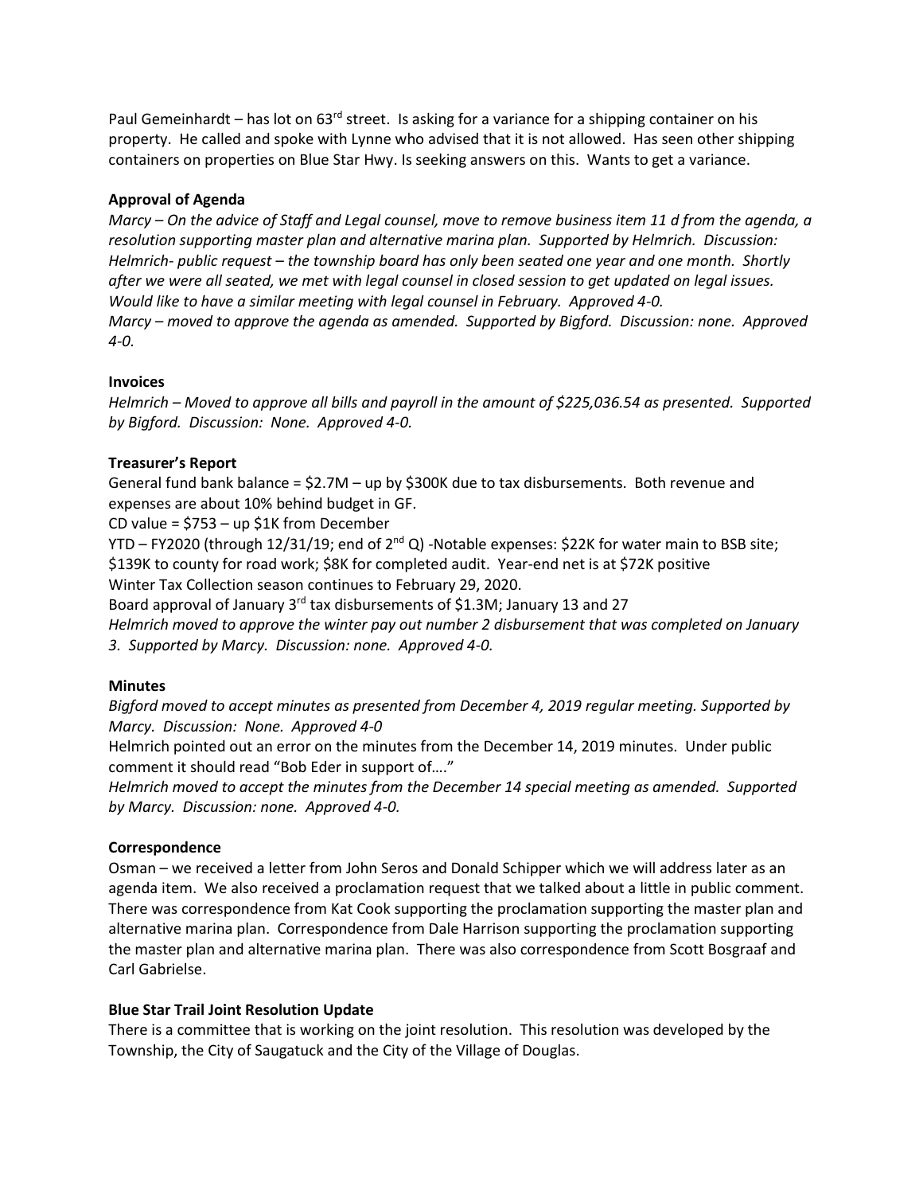Paul Gemeinhardt – has lot on 63rd street. Is asking for a variance for a shipping container on his property. He called and spoke with Lynne who advised that it is not allowed. Has seen other shipping containers on properties on Blue Star Hwy. Is seeking answers on this. Wants to get a variance.

**Approval of Agenda**

*Marcy – On the advice of Staff and Legal counsel, move to remove business item 11 d from the agenda, a resolution supporting master plan and alternative marina plan. Supported by Helmrich. Discussion: Helmrich- public request – the township board has only been seated one year and one month. Shortly after we were all seated, we met with legal counsel in closed session to get updated on legal issues. Would like to have a similar meeting with legal counsel in February. Approved 4-0.*

*Marcy – moved to approve the agenda as amended. Supported by Bigford. Discussion: none. Approved 4-0.*

**Invoices**

*Helmrich – Moved to approve all bills and payroll in the amount of $225,036.54 as presented. Supported by Bigford. Discussion: None. Approved 4-0.*

**Treasurer's Report**

General fund bank balance = $2.7M – up by $300K due to tax disbursements. Both revenue and expenses are about 10% behind budget in GF.

CD value = $753 – up $1K from December

YTD – FY2020 (through 12/31/19; end of 2nd Q) -Notable expenses: $22K for water main to BSB site; $139K to county for road work; $8K for completed audit. Year-end net is at $72K positive

Winter Tax Collection season continues to February 29, 2020.

Board approval of January 3rd tax disbursements of $1.3M; January 13 and 27

*Helmrich moved to approve the winter pay out number 2 disbursement that was completed on January 3. Supported by Marcy. Discussion: none. Approved 4-0.*

**Minutes**

*Bigford moved to accept minutes as presented from December 4, 2019 regular meeting. Supported by Marcy. Discussion: None. Approved 4-0*

Helmrich pointed out an error on the minutes from the December 14, 2019 minutes. Under public comment it should read "Bob Eder in support of…."

*Helmrich moved to accept the minutes from the December 14 special meeting as amended. Supported by Marcy. Discussion: none. Approved 4-0.*

**Correspondence**

Osman – we received a letter from John Seros and Donald Schipper which we will address later as an agenda item. We also received a proclamation request that we talked about a little in public comment. There was correspondence from Kat Cook supporting the proclamation supporting the master plan and alternative marina plan. Correspondence from Dale Harrison supporting the proclamation supporting the master plan and alternative marina plan. There was also correspondence from Scott Bosgraaf and Carl Gabrielse.

**Blue Star Trail Joint Resolution Update**

There is a committee that is working on the joint resolution. This resolution was developed by the Township, the City of Saugatuck and the City of the Village of Douglas.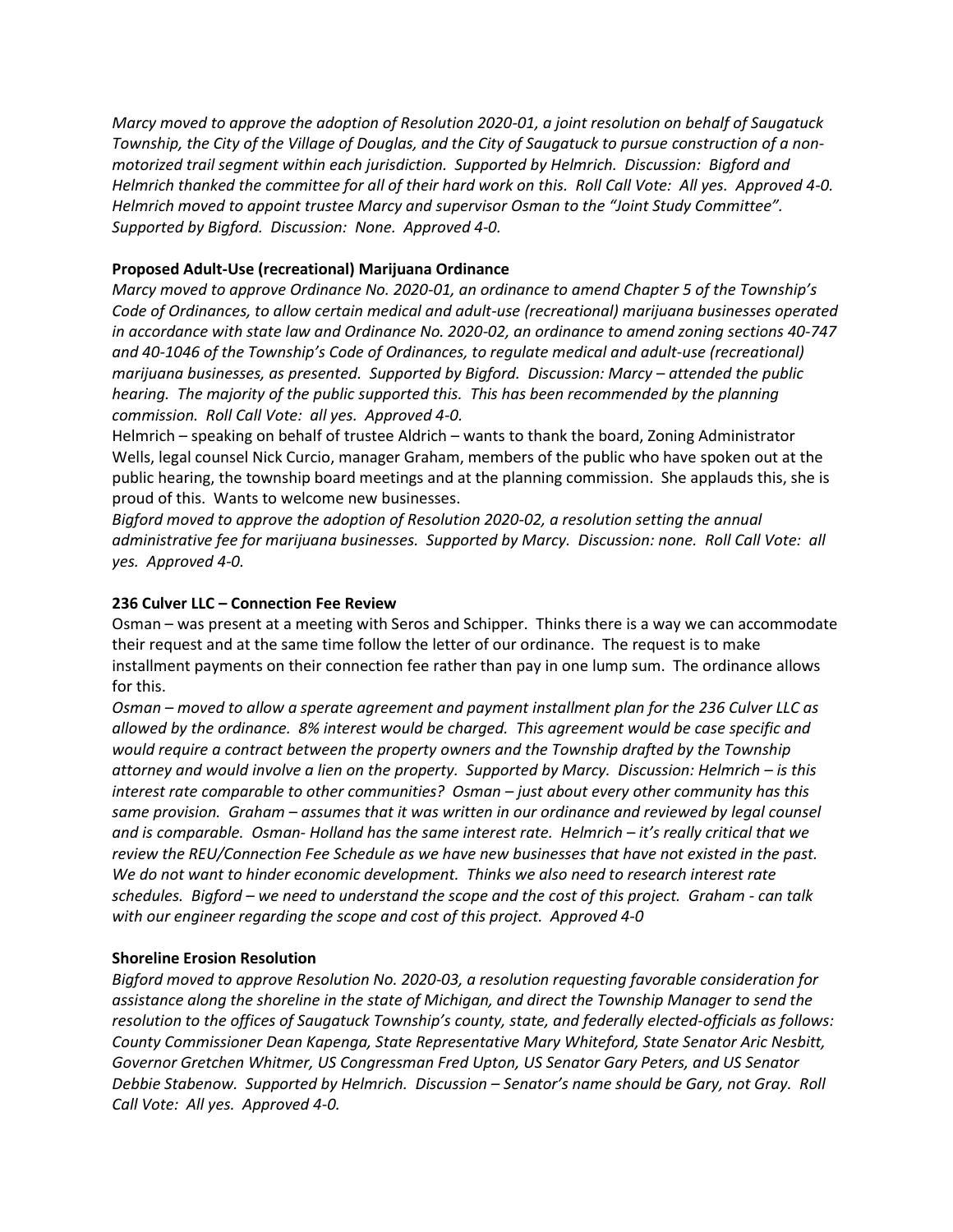*Marcy moved to approve the adoption of Resolution 2020-01, a joint resolution on behalf of Saugatuck Township, the City of the Village of Douglas, and the City of Saugatuck to pursue construction of a non-motorized trail segment within each jurisdiction. Supported by Helmrich. Discussion: Bigford and Helmrich thanked the committee for all of their hard work on this. Roll Call Vote: All yes. Approved 4-0. Helmrich moved to appoint trustee Marcy and supervisor Osman to the "Joint Study Committee". Supported by Bigford. Discussion: None. Approved 4-0.*

**Proposed Adult-Use (recreational) Marijuana Ordinance**

*Marcy moved to approve Ordinance No. 2020-01, an ordinance to amend Chapter 5 of the Township's Code of Ordinances, to allow certain medical and adult-use (recreational) marijuana businesses operated in accordance with state law and Ordinance No. 2020-02, an ordinance to amend zoning sections 40-747 and 40-1046 of the Township's Code of Ordinances, to regulate medical and adult-use (recreational) marijuana businesses, as presented. Supported by Bigford. Discussion: Marcy – attended the public hearing. The majority of the public supported this. This has been recommended by the planning commission. Roll Call Vote: all yes. Approved 4-0.*

Helmrich – speaking on behalf of trustee Aldrich – wants to thank the board, Zoning Administrator Wells, legal counsel Nick Curcio, manager Graham, members of the public who have spoken out at the public hearing, the township board meetings and at the planning commission. She applauds this, she is proud of this. Wants to welcome new businesses.

*Bigford moved to approve the adoption of Resolution 2020-02, a resolution setting the annual administrative fee for marijuana businesses. Supported by Marcy. Discussion: none. Roll Call Vote: all yes. Approved 4-0.*

**236 Culver LLC – Connection Fee Review**

Osman – was present at a meeting with Seros and Schipper. Thinks there is a way we can accommodate their request and at the same time follow the letter of our ordinance. The request is to make installment payments on their connection fee rather than pay in one lump sum. The ordinance allows for this.

*Osman – moved to allow a sperate agreement and payment installment plan for the 236 Culver LLC as allowed by the ordinance. 8% interest would be charged. This agreement would be case specific and would require a contract between the property owners and the Township drafted by the Township attorney and would involve a lien on the property. Supported by Marcy. Discussion: Helmrich – is this interest rate comparable to other communities? Osman – just about every other community has this same provision. Graham – assumes that it was written in our ordinance and reviewed by legal counsel and is comparable. Osman- Holland has the same interest rate. Helmrich – it's really critical that we review the REU/Connection Fee Schedule as we have new businesses that have not existed in the past. We do not want to hinder economic development. Thinks we also need to research interest rate schedules. Bigford – we need to understand the scope and the cost of this project. Graham - can talk with our engineer regarding the scope and cost of this project. Approved 4-0*

**Shoreline Erosion Resolution**

*Bigford moved to approve Resolution No. 2020-03, a resolution requesting favorable consideration for assistance along the shoreline in the state of Michigan, and direct the Township Manager to send the resolution to the offices of Saugatuck Township's county, state, and federally elected-officials as follows: County Commissioner Dean Kapenga, State Representative Mary Whiteford, State Senator Aric Nesbitt, Governor Gretchen Whitmer, US Congressman Fred Upton, US Senator Gary Peters, and US Senator Debbie Stabenow. Supported by Helmrich. Discussion – Senator's name should be Gary, not Gray. Roll Call Vote: All yes. Approved 4-0.*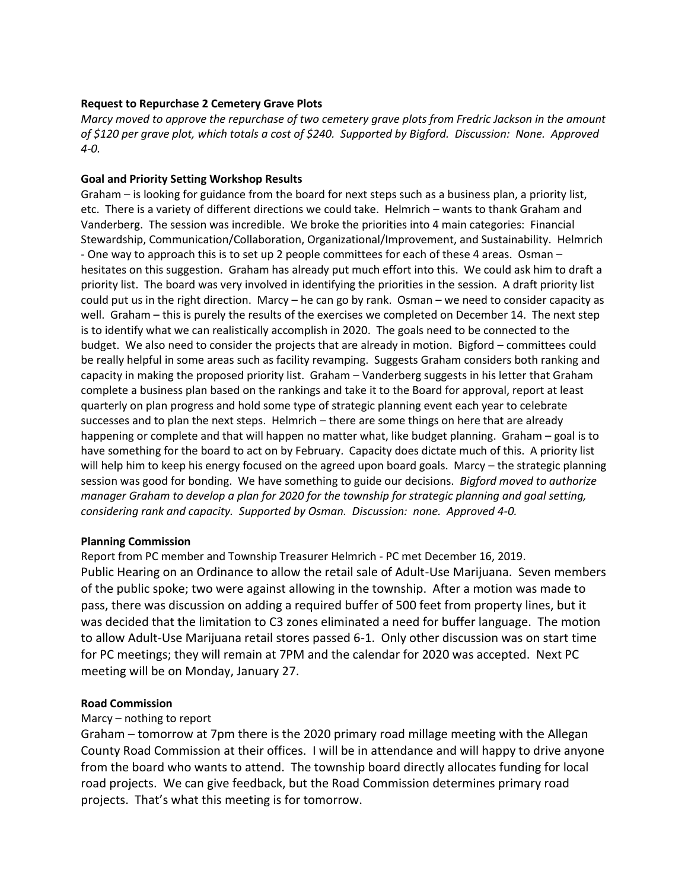**Request to Repurchase 2 Cemetery Grave Plots**

*Marcy moved to approve the repurchase of two cemetery grave plots from Fredric Jackson in the amount of $120 per grave plot, which totals a cost of $240. Supported by Bigford. Discussion: None. Approved 4-0.*

**Goal and Priority Setting Workshop Results**

Graham – is looking for guidance from the board for next steps such as a business plan, a priority list, etc. There is a variety of different directions we could take. Helmrich – wants to thank Graham and Vanderberg. The session was incredible. We broke the priorities into 4 main categories: Financial Stewardship, Communication/Collaboration, Organizational/Improvement, and Sustainability. Helmrich - One way to approach this is to set up 2 people committees for each of these 4 areas. Osman – hesitates on this suggestion. Graham has already put much effort into this. We could ask him to draft a priority list. The board was very involved in identifying the priorities in the session. A draft priority list could put us in the right direction. Marcy – he can go by rank. Osman – we need to consider capacity as well. Graham – this is purely the results of the exercises we completed on December 14. The next step is to identify what we can realistically accomplish in 2020. The goals need to be connected to the budget. We also need to consider the projects that are already in motion. Bigford – committees could be really helpful in some areas such as facility revamping. Suggests Graham considers both ranking and capacity in making the proposed priority list. Graham – Vanderberg suggests in his letter that Graham complete a business plan based on the rankings and take it to the Board for approval, report at least quarterly on plan progress and hold some type of strategic planning event each year to celebrate successes and to plan the next steps. Helmrich – there are some things on here that are already happening or complete and that will happen no matter what, like budget planning. Graham – goal is to have something for the board to act on by February. Capacity does dictate much of this. A priority list will help him to keep his energy focused on the agreed upon board goals. Marcy – the strategic planning session was good for bonding. We have something to guide our decisions. *Bigford moved to authorize manager Graham to develop a plan for 2020 for the township for strategic planning and goal setting, considering rank and capacity. Supported by Osman. Discussion: none. Approved 4-0.*

**Planning Commission**

Report from PC member and Township Treasurer Helmrich - PC met December 16, 2019.

Public Hearing on an Ordinance to allow the retail sale of Adult-Use Marijuana. Seven members of the public spoke; two were against allowing in the township. After a motion was made to pass, there was discussion on adding a required buffer of 500 feet from property lines, but it was decided that the limitation to C3 zones eliminated a need for buffer language. The motion to allow Adult-Use Marijuana retail stores passed 6-1. Only other discussion was on start time for PC meetings; they will remain at 7PM and the calendar for 2020 was accepted. Next PC meeting will be on Monday, January 27.

**Road Commission**

Marcy – nothing to report

Graham – tomorrow at 7pm there is the 2020 primary road millage meeting with the Allegan County Road Commission at their offices. I will be in attendance and will happy to drive anyone from the board who wants to attend. The township board directly allocates funding for local road projects. We can give feedback, but the Road Commission determines primary road projects. That's what this meeting is for tomorrow.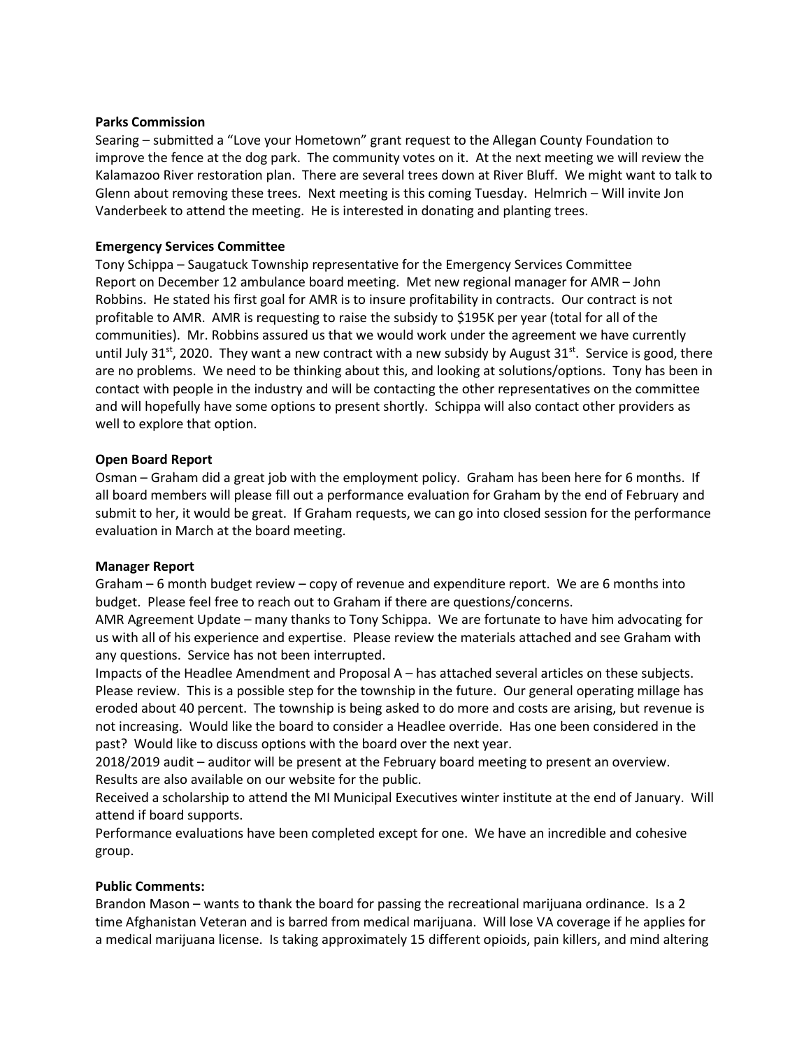**Parks Commission**

Searing – submitted a "Love your Hometown" grant request to the Allegan County Foundation to improve the fence at the dog park. The community votes on it. At the next meeting we will review the Kalamazoo River restoration plan. There are several trees down at River Bluff. We might want to talk to Glenn about removing these trees. Next meeting is this coming Tuesday. Helmrich – Will invite Jon Vanderbeek to attend the meeting. He is interested in donating and planting trees.

**Emergency Services Committee**

Tony Schippa – Saugatuck Township representative for the Emergency Services Committee
Report on December 12 ambulance board meeting. Met new regional manager for AMR – John Robbins. He stated his first goal for AMR is to insure profitability in contracts. Our contract is not profitable to AMR. AMR is requesting to raise the subsidy to $195K per year (total for all of the communities). Mr. Robbins assured us that we would work under the agreement we have currently until July 31st, 2020. They want a new contract with a new subsidy by August 31st. Service is good, there are no problems. We need to be thinking about this, and looking at solutions/options. Tony has been in contact with people in the industry and will be contacting the other representatives on the committee and will hopefully have some options to present shortly. Schippa will also contact other providers as well to explore that option.

**Open Board Report**

Osman – Graham did a great job with the employment policy. Graham has been here for 6 months. If all board members will please fill out a performance evaluation for Graham by the end of February and submit to her, it would be great. If Graham requests, we can go into closed session for the performance evaluation in March at the board meeting.

**Manager Report**

Graham – 6 month budget review – copy of revenue and expenditure report. We are 6 months into budget. Please feel free to reach out to Graham if there are questions/concerns.
AMR Agreement Update – many thanks to Tony Schippa. We are fortunate to have him advocating for us with all of his experience and expertise. Please review the materials attached and see Graham with any questions. Service has not been interrupted.
Impacts of the Headlee Amendment and Proposal A – has attached several articles on these subjects. Please review. This is a possible step for the township in the future. Our general operating millage has eroded about 40 percent. The township is being asked to do more and costs are arising, but revenue is not increasing. Would like the board to consider a Headlee override. Has one been considered in the past? Would like to discuss options with the board over the next year.
2018/2019 audit – auditor will be present at the February board meeting to present an overview. Results are also available on our website for the public.
Received a scholarship to attend the MI Municipal Executives winter institute at the end of January. Will attend if board supports.
Performance evaluations have been completed except for one. We have an incredible and cohesive group.

**Public Comments:**

Brandon Mason – wants to thank the board for passing the recreational marijuana ordinance. Is a 2 time Afghanistan Veteran and is barred from medical marijuana. Will lose VA coverage if he applies for a medical marijuana license. Is taking approximately 15 different opioids, pain killers, and mind altering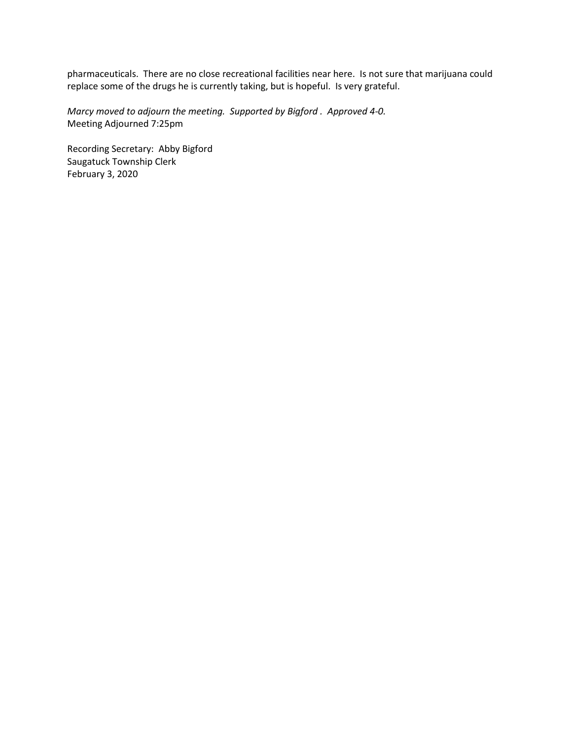pharmaceuticals. There are no close recreational facilities near here. Is not sure that marijuana could replace some of the drugs he is currently taking, but is hopeful. Is very grateful.

*Marcy moved to adjourn the meeting. Supported by Bigford . Approved 4-0.*
Meeting Adjourned 7:25pm

Recording Secretary: Abby Bigford
Saugatuck Township Clerk
February 3, 2020